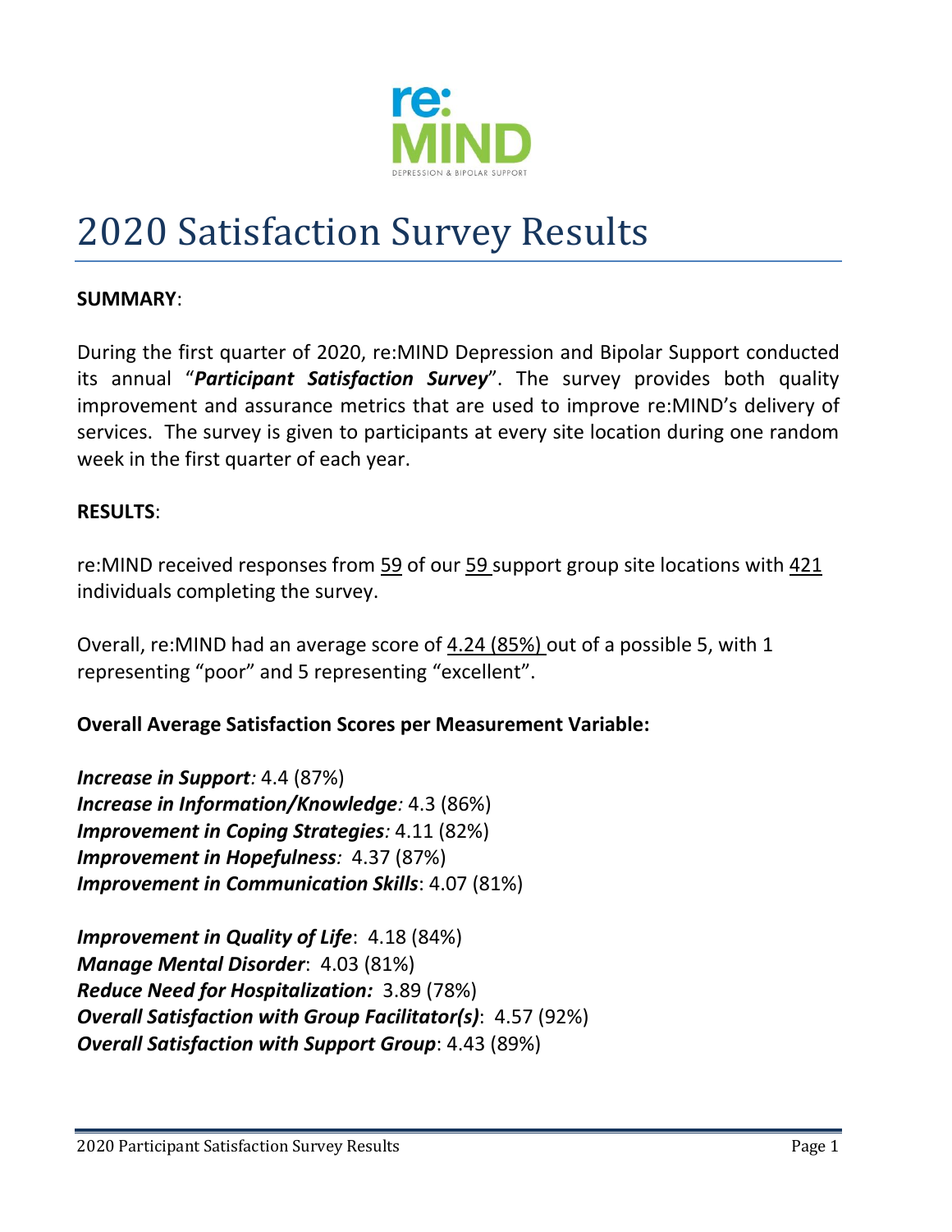re:
MIND
DEPRESSION & BIPOLAR SUPPORT

# 2020 Satisfaction Survey Results

**SUMMARY**:

During the first quarter of 2020, re:MIND Depression and Bipolar Support conducted its annual "***Participant Satisfaction Survey***". The survey provides both quality improvement and assurance metrics that are used to improve re:MIND's delivery of services. The survey is given to participants at every site location during one random week in the first quarter of each year.

**RESULTS**:

re:MIND received responses from 59 of our 59 support group site locations with 421 individuals completing the survey.

Overall, re:MIND had an average score of 4.24 (85%) out of a possible 5, with 1 representing "poor" and 5 representing "excellent".

**Overall Average Satisfaction Scores per Measurement Variable:**

***Increase in Support**:* 4.4 (87%)
***Increase in Information/Knowledge**:* 4.3 (86%)
***Improvement in Coping Strategies**:* 4.11 (82%)
***Improvement in Hopefulness**:* 4.37 (87%)
***Improvement in Communication Skills***: 4.07 (81%)

***Improvement in Quality of Life***: 4.18 (84%)
***Manage Mental Disorder***: 4.03 (81%)
***Reduce Need for Hospitalization:*** 3.89 (78%)
***Overall Satisfaction with Group Facilitator(s)***: 4.57 (92%)
***Overall Satisfaction with Support Group***: 4.43 (89%)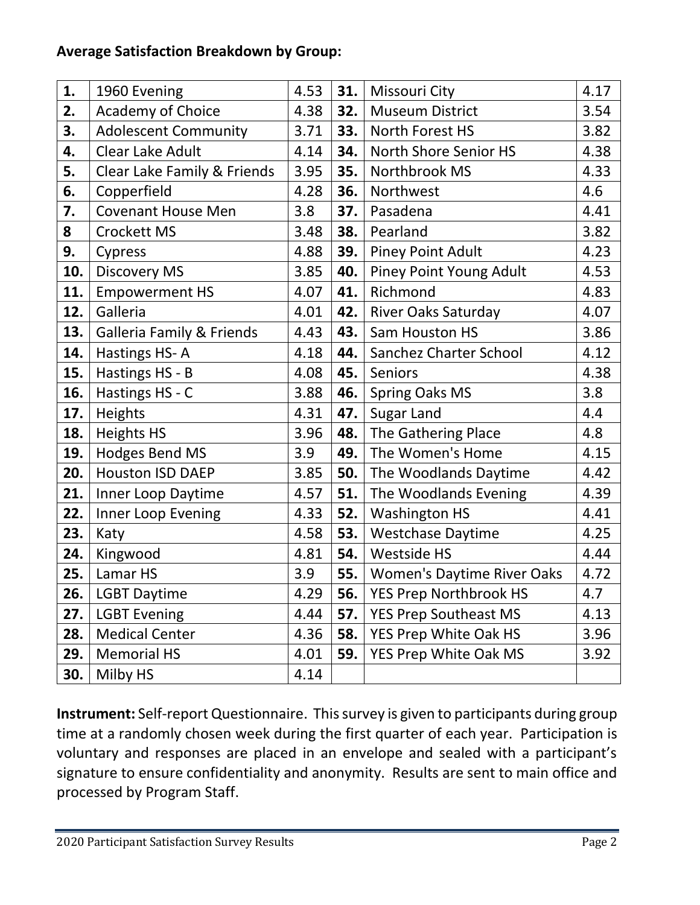**Average Satisfaction Breakdown by Group:**

| | | | | | |
|---|---|---|---|---|---|
| **1.** | 1960 Evening | 4.53 | **31.** | Missouri City | 4.17 |
| **2.** | Academy of Choice | 4.38 | **32.** | Museum District | 3.54 |
| **3.** | Adolescent Community | 3.71 | **33.** | North Forest HS | 3.82 |
| **4.** | Clear Lake Adult | 4.14 | **34.** | North Shore Senior HS | 4.38 |
| **5.** | Clear Lake Family & Friends | 3.95 | **35.** | Northbrook MS | 4.33 |
| **6.** | Copperfield | 4.28 | **36.** | Northwest | 4.6 |
| **7.** | Covenant House Men | 3.8 | **37.** | Pasadena | 4.41 |
| **8** | Crockett MS | 3.48 | **38.** | Pearland | 3.82 |
| **9.** | Cypress | 4.88 | **39.** | Piney Point Adult | 4.23 |
| **10.** | Discovery MS | 3.85 | **40.** | Piney Point Young Adult | 4.53 |
| **11.** | Empowerment HS | 4.07 | **41.** | Richmond | 4.83 |
| **12.** | Galleria | 4.01 | **42.** | River Oaks Saturday | 4.07 |
| **13.** | Galleria Family & Friends | 4.43 | **43.** | Sam Houston HS | 3.86 |
| **14.** | Hastings HS- A | 4.18 | **44.** | Sanchez Charter School | 4.12 |
| **15.** | Hastings HS - B | 4.08 | **45.** | Seniors | 4.38 |
| **16.** | Hastings HS - C | 3.88 | **46.** | Spring Oaks MS | 3.8 |
| **17.** | Heights | 4.31 | **47.** | Sugar Land | 4.4 |
| **18.** | Heights HS | 3.96 | **48.** | The Gathering Place | 4.8 |
| **19.** | Hodges Bend MS | 3.9 | **49.** | The Women's Home | 4.15 |
| **20.** | Houston ISD DAEP | 3.85 | **50.** | The Woodlands Daytime | 4.42 |
| **21.** | Inner Loop Daytime | 4.57 | **51.** | The Woodlands Evening | 4.39 |
| **22.** | Inner Loop Evening | 4.33 | **52.** | Washington HS | 4.41 |
| **23.** | Katy | 4.58 | **53.** | Westchase Daytime | 4.25 |
| **24.** | Kingwood | 4.81 | **54.** | Westside HS | 4.44 |
| **25.** | Lamar HS | 3.9 | **55.** | Women's Daytime River Oaks | 4.72 |
| **26.** | LGBT Daytime | 4.29 | **56.** | YES Prep Northbrook HS | 4.7 |
| **27.** | LGBT Evening | 4.44 | **57.** | YES Prep Southeast MS | 4.13 |
| **28.** | Medical Center | 4.36 | **58.** | YES Prep White Oak HS | 3.96 |
| **29.** | Memorial HS | 4.01 | **59.** | YES Prep White Oak MS | 3.92 |
| **30.** | Milby HS | 4.14 | | | |

**Instrument:** Self-report Questionnaire. This survey is given to participants during group time at a randomly chosen week during the first quarter of each year. Participation is voluntary and responses are placed in an envelope and sealed with a participant's signature to ensure confidentiality and anonymity. Results are sent to main office and processed by Program Staff.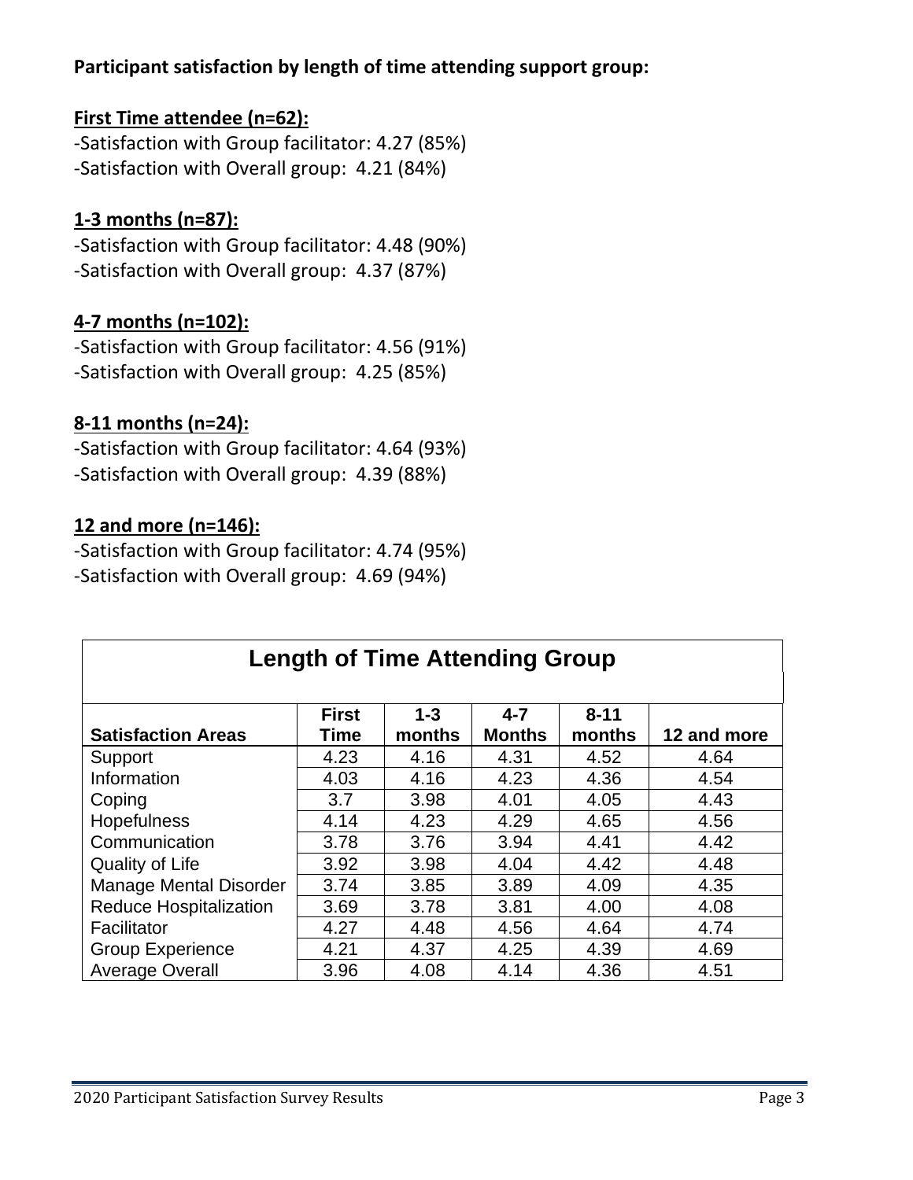**Participant satisfaction by length of time attending support group:**

**First Time attendee (n=62):**

-Satisfaction with Group facilitator: 4.27 (85%)
-Satisfaction with Overall group: 4.21 (84%)

**1-3 months (n=87):**

-Satisfaction with Group facilitator: 4.48 (90%)
-Satisfaction with Overall group: 4.37 (87%)

**4-7 months (n=102):**

-Satisfaction with Group facilitator: 4.56 (91%)
-Satisfaction with Overall group: 4.25 (85%)

**8-11 months (n=24):**

-Satisfaction with Group facilitator: 4.64 (93%)
-Satisfaction with Overall group: 4.39 (88%)

**12 and more (n=146):**

-Satisfaction with Group facilitator: 4.74 (95%)
-Satisfaction with Overall group: 4.69 (94%)

| Length of Time Attending Group | | | | | |
|---|---|---|---|---|---|
| **Satisfaction Areas** | **First Time** | **1-3 months** | **4-7 Months** | **8-11 months** | **12 and more** |
| Support | 4.23 | 4.16 | 4.31 | 4.52 | 4.64 |
| Information | 4.03 | 4.16 | 4.23 | 4.36 | 4.54 |
| Coping | 3.7 | 3.98 | 4.01 | 4.05 | 4.43 |
| Hopefulness | 4.14 | 4.23 | 4.29 | 4.65 | 4.56 |
| Communication | 3.78 | 3.76 | 3.94 | 4.41 | 4.42 |
| Quality of Life | 3.92 | 3.98 | 4.04 | 4.42 | 4.48 |
| Manage Mental Disorder | 3.74 | 3.85 | 3.89 | 4.09 | 4.35 |
| Reduce Hospitalization | 3.69 | 3.78 | 3.81 | 4.00 | 4.08 |
| Facilitator | 4.27 | 4.48 | 4.56 | 4.64 | 4.74 |
| Group Experience | 4.21 | 4.37 | 4.25 | 4.39 | 4.69 |
| Average Overall | 3.96 | 4.08 | 4.14 | 4.36 | 4.51 |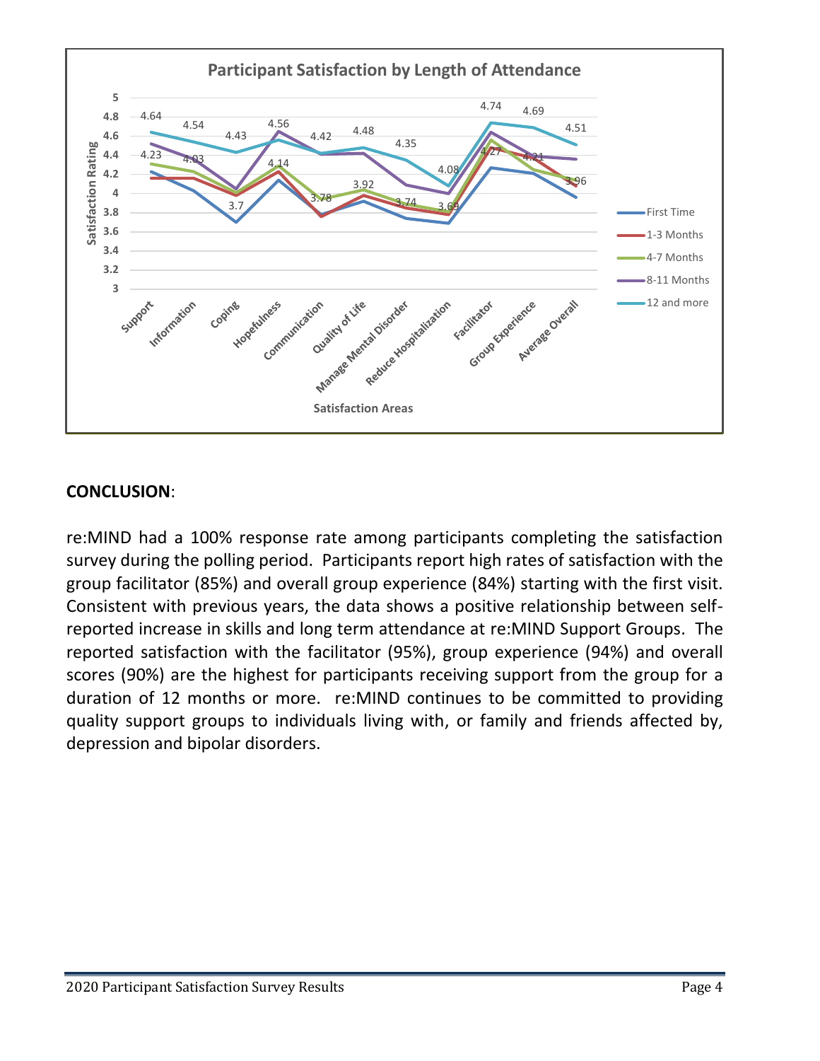Participant Satisfaction by Length of Attendance

Satisfaction Rating

5
4.8
4.6
4.4
4.2
4
3.8
3.6
3.4
3.2
3

4.64 4.54 4.43 4.56 4.42 4.48 4.35 4.08 4.74 4.69 4.51

4.23 4.03 3.7 4.14 3.78 3.92 3.74 3.69 4.27 4.21 3.96

Support, Information, Coping, Hopefulness, Communication, Quality of Life, Manage Mental Disorder, Reduce Hospitalization, Facilitator, Group Experience, Average Overall

Satisfaction Areas

First Time
1-3 Months
4-7 Months
8-11 Months
12 and more

**CONCLUSION**:

re:MIND had a 100% response rate among participants completing the satisfaction survey during the polling period. Participants report high rates of satisfaction with the group facilitator (85%) and overall group experience (84%) starting with the first visit. Consistent with previous years, the data shows a positive relationship between self-reported increase in skills and long term attendance at re:MIND Support Groups. The reported satisfaction with the facilitator (95%), group experience (94%) and overall scores (90%) are the highest for participants receiving support from the group for a duration of 12 months or more. re:MIND continues to be committed to providing quality support groups to individuals living with, or family and friends affected by, depression and bipolar disorders.